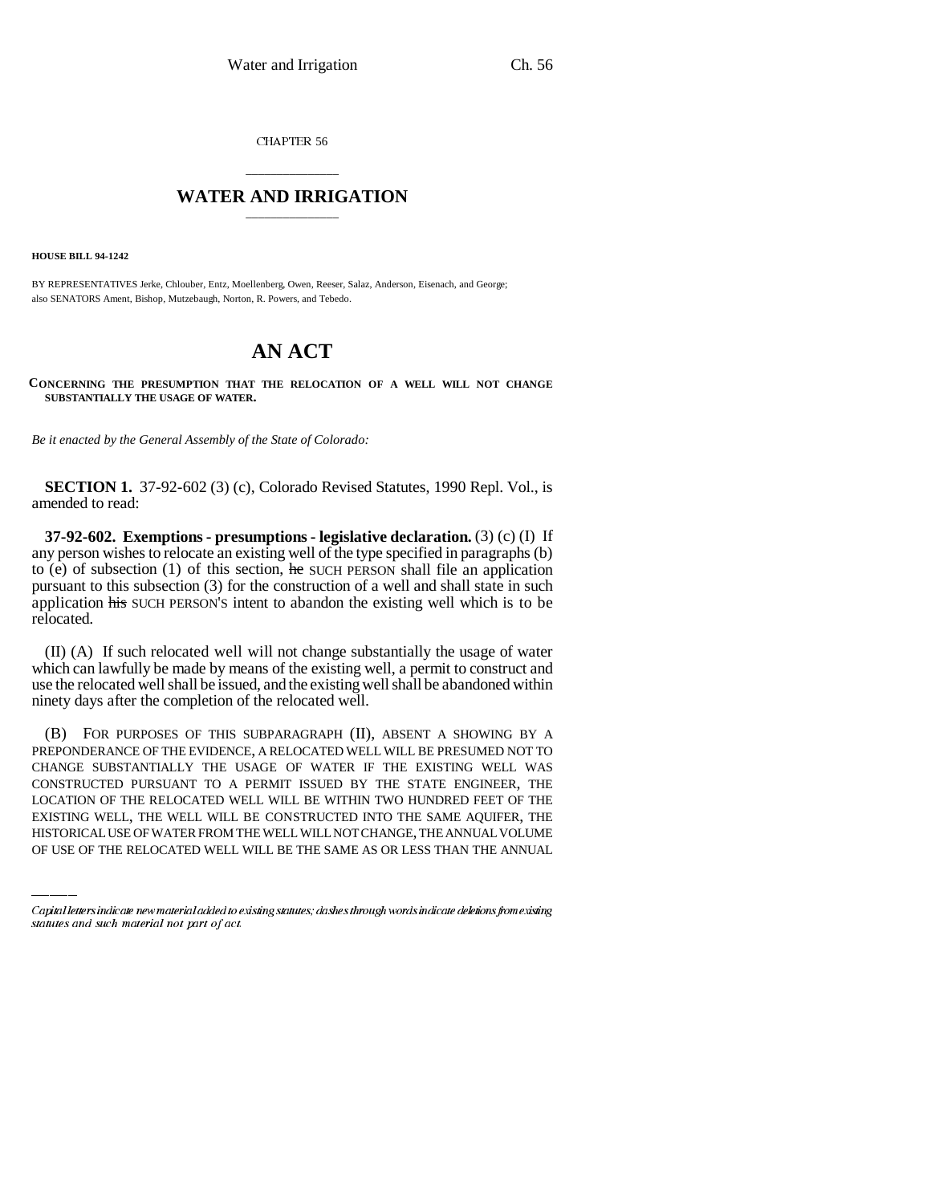CHAPTER 56

# WATER AND IRRIGATION

**HOUSE BILL 94-1242**

BY REPRESENTATIVES Jerke, Chlouber, Entz, Moellenberg, Owen, Reeser, Salaz, Anderson, Eisenach, and George; also SENATORS Ament, Bishop, Mutzebaugh, Norton, R. Powers, and Tebedo.

# AN ACT

**CONCERNING THE PRESUMPTION THAT THE RELOCATION OF A WELL WILL NOT CHANGE SUBSTANTIALLY THE USAGE OF WATER.**

*Be it enacted by the General Assembly of the State of Colorado:*

**SECTION 1.** 37-92-602 (3) (c), Colorado Revised Statutes, 1990 Repl. Vol., is amended to read:

**37-92-602. Exemptions - presumptions - legislative declaration.** (3) (c) (I) If any person wishes to relocate an existing well of the type specified in paragraphs (b) to (e) of subsection (1) of this section, ~~he~~ SUCH PERSON shall file an application pursuant to this subsection (3) for the construction of a well and shall state in such application ~~his~~ SUCH PERSON'S intent to abandon the existing well which is to be relocated.

(II) (A) If such relocated well will not change substantially the usage of water which can lawfully be made by means of the existing well, a permit to construct and use the relocated well shall be issued, and the existing well shall be abandoned within ninety days after the completion of the relocated well.

(B) FOR PURPOSES OF THIS SUBPARAGRAPH (II), ABSENT A SHOWING BY A PREPONDERANCE OF THE EVIDENCE, A RELOCATED WELL WILL BE PRESUMED NOT TO CHANGE SUBSTANTIALLY THE USAGE OF WATER IF THE EXISTING WELL WAS CONSTRUCTED PURSUANT TO A PERMIT ISSUED BY THE STATE ENGINEER, THE LOCATION OF THE RELOCATED WELL WILL BE WITHIN TWO HUNDRED FEET OF THE EXISTING WELL, THE WELL WILL BE CONSTRUCTED INTO THE SAME AQUIFER, THE HISTORICAL USE OF WATER FROM THE WELL WILL NOT CHANGE, THE ANNUAL VOLUME OF USE OF THE RELOCATED WELL WILL BE THE SAME AS OR LESS THAN THE ANNUAL

*Capital letters indicate new material added to existing statutes; dashes through words indicate deletions from existing statutes and such material not part of act.*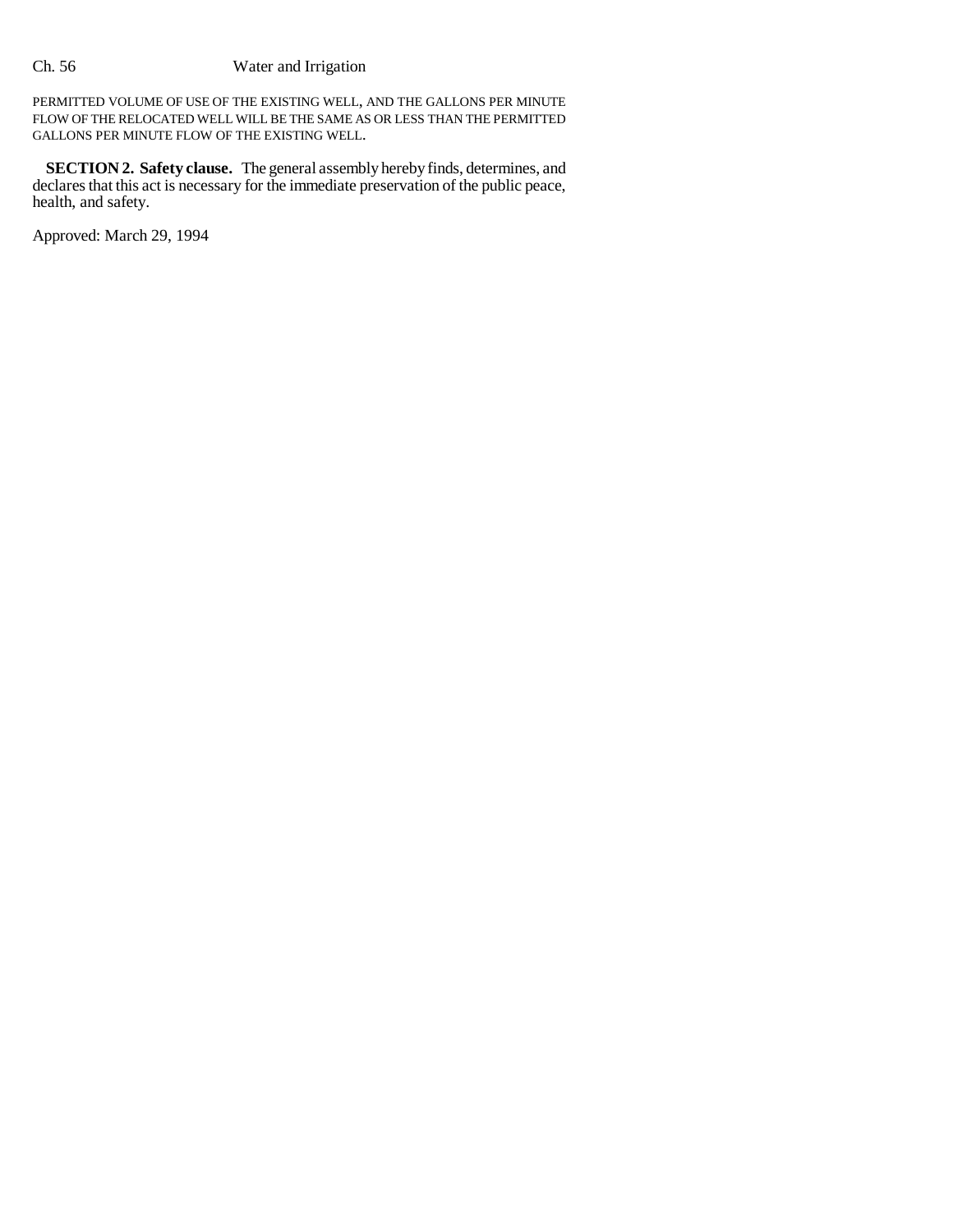PERMITTED VOLUME OF USE OF THE EXISTING WELL, AND THE GALLONS PER MINUTE FLOW OF THE RELOCATED WELL WILL BE THE SAME AS OR LESS THAN THE PERMITTED GALLONS PER MINUTE FLOW OF THE EXISTING WELL.

**SECTION 2. Safety clause.** The general assembly hereby finds, determines, and declares that this act is necessary for the immediate preservation of the public peace, health, and safety.

Approved: March 29, 1994